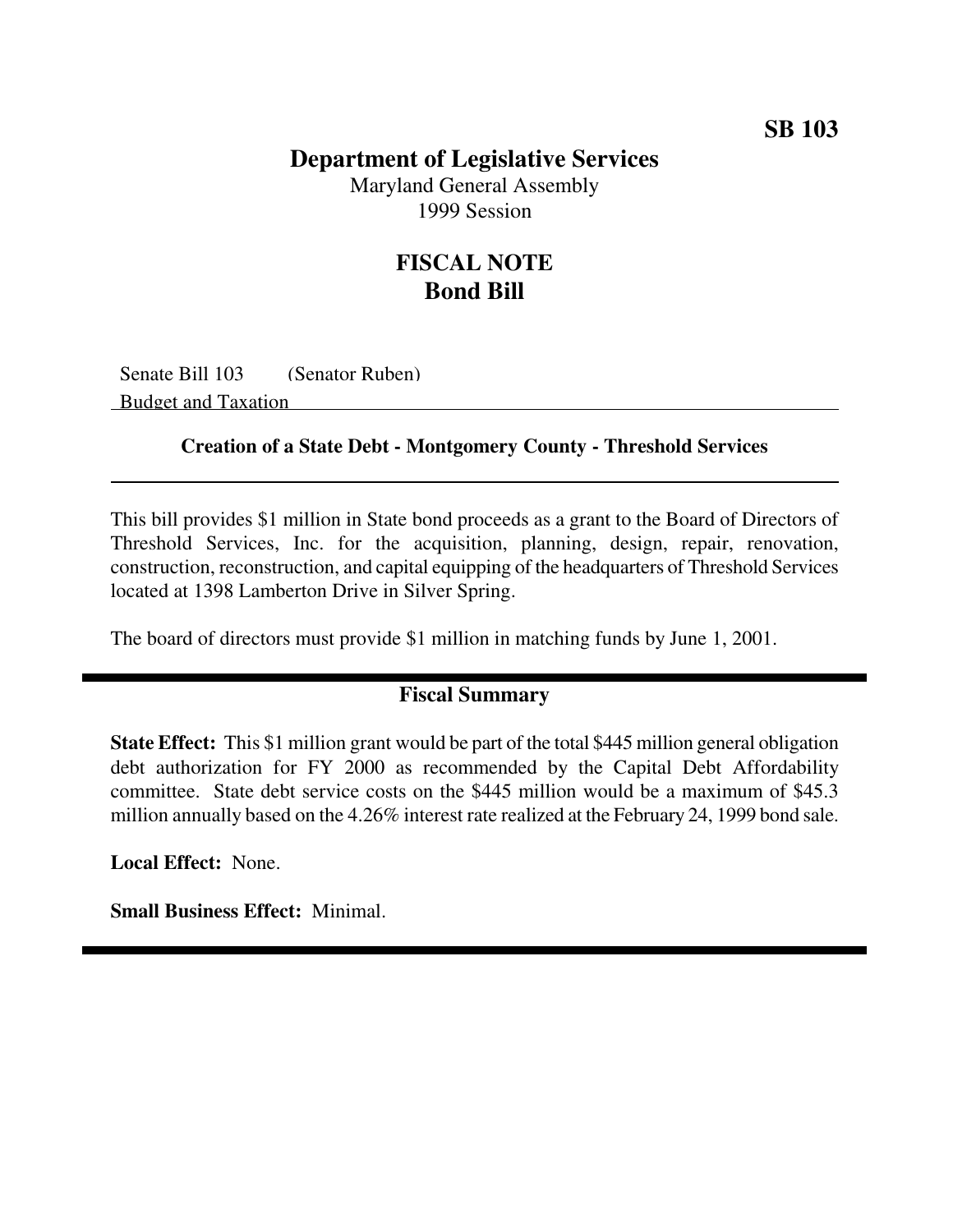**SB 103**

# Department of Legislative Services

Maryland General Assembly
1999 Session

## FISCAL NOTE
## Bond Bill

Senate Bill 103 (Senator Ruben)
Budget and Taxation

### Creation of a State Debt - Montgomery County - Threshold Services

This bill provides $1 million in State bond proceeds as a grant to the Board of Directors of Threshold Services, Inc. for the acquisition, planning, design, repair, renovation, construction, reconstruction, and capital equipping of the headquarters of Threshold Services located at 1398 Lamberton Drive in Silver Spring.

The board of directors must provide $1 million in matching funds by June 1, 2001.

### Fiscal Summary

**State Effect:** This $1 million grant would be part of the total $445 million general obligation debt authorization for FY 2000 as recommended by the Capital Debt Affordability committee. State debt service costs on the $445 million would be a maximum of $45.3 million annually based on the 4.26% interest rate realized at the February 24, 1999 bond sale.

**Local Effect:** None.

**Small Business Effect:** Minimal.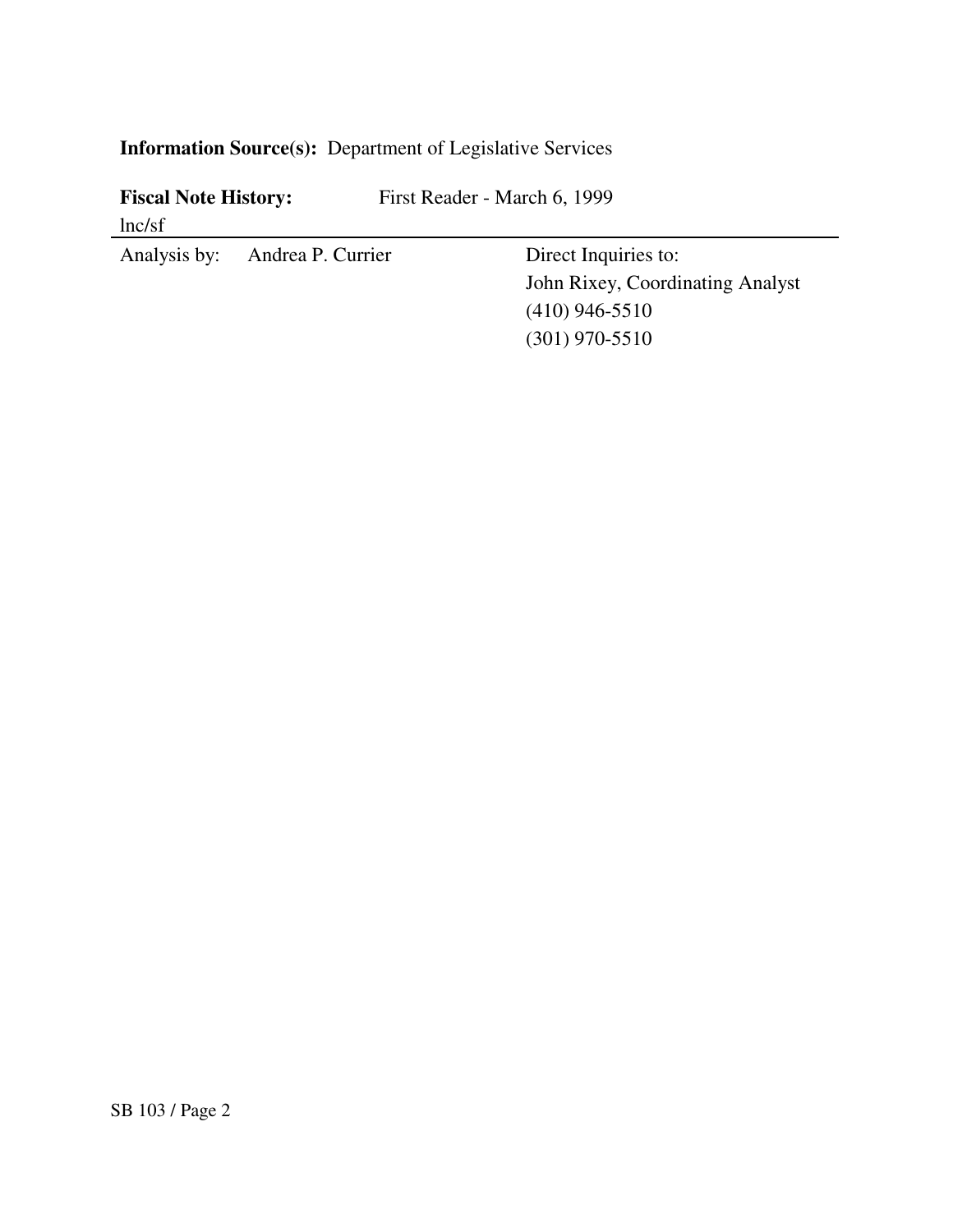**Information Source(s):** Department of Legislative Services

**Fiscal Note History:** First Reader - March 6, 1999

lnc/sf

---

Analysis by: Andrea P. Currier

Direct Inquiries to:
John Rixey, Coordinating Analyst
(410) 946-5510
(301) 970-5510